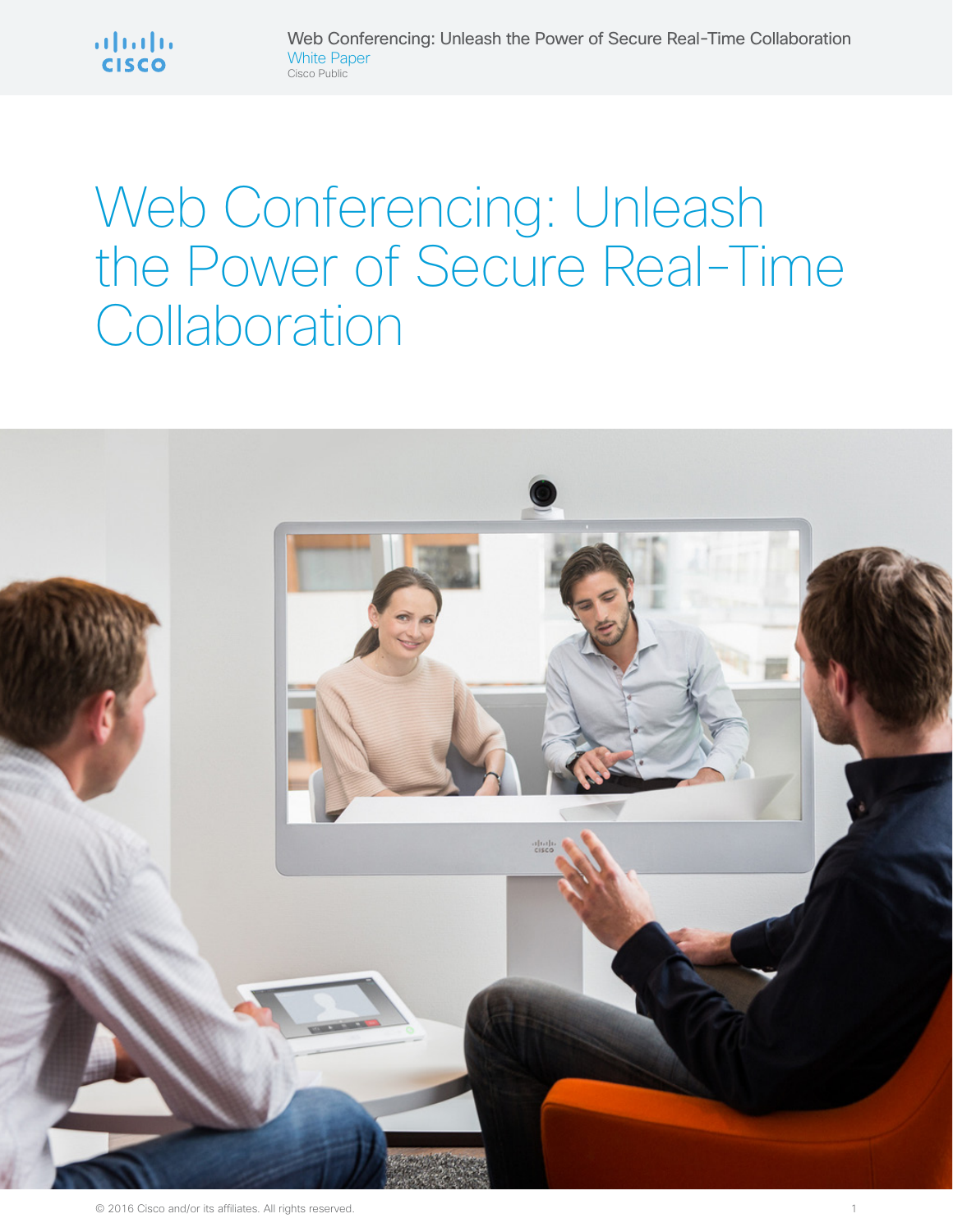# Web Conferencing: Unleash the Power of Secure Real-Time Collaboration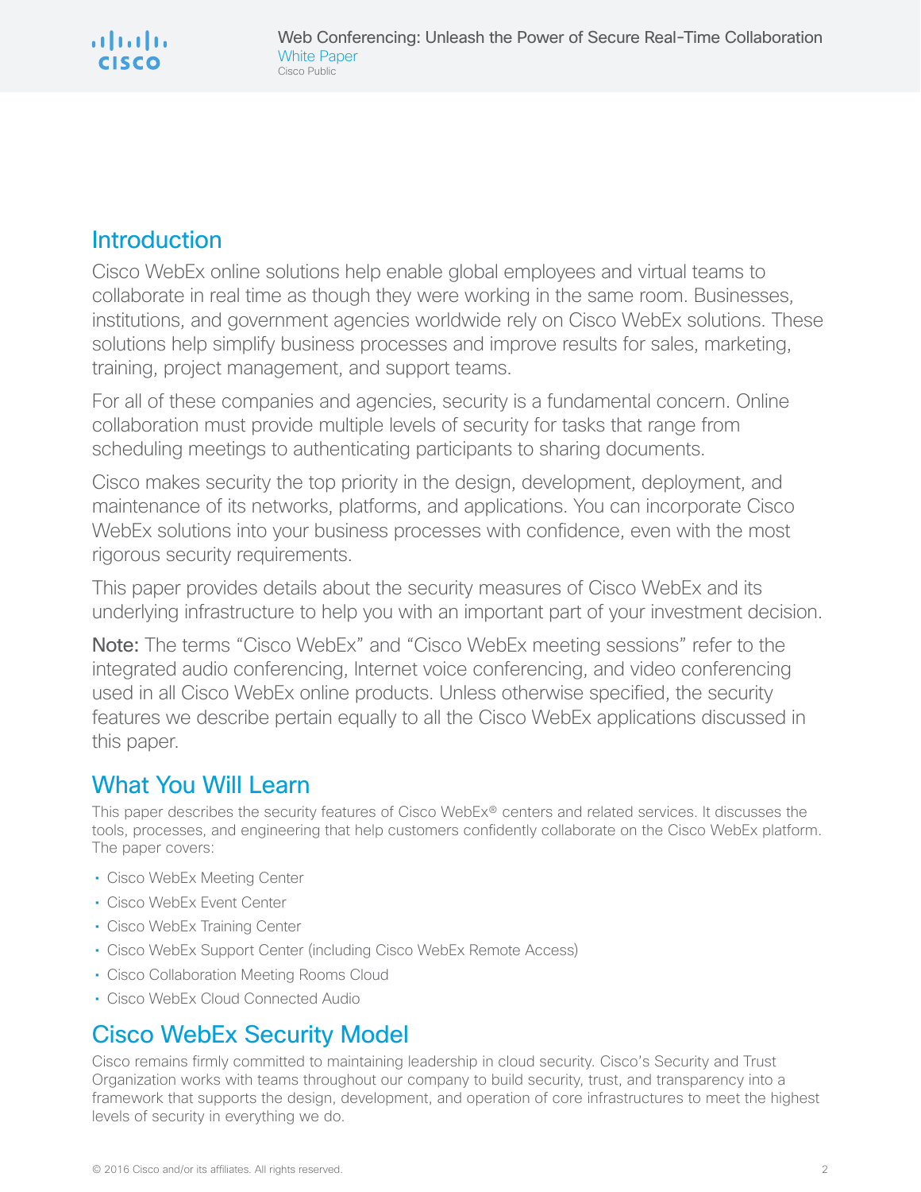## Introduction

Cisco WebEx online solutions help enable global employees and virtual teams to collaborate in real time as though they were working in the same room. Businesses, institutions, and government agencies worldwide rely on Cisco WebEx solutions. These solutions help simplify business processes and improve results for sales, marketing, training, project management, and support teams.

For all of these companies and agencies, security is a fundamental concern. Online collaboration must provide multiple levels of security for tasks that range from scheduling meetings to authenticating participants to sharing documents.

Cisco makes security the top priority in the design, development, deployment, and maintenance of its networks, platforms, and applications. You can incorporate Cisco WebEx solutions into your business processes with confidence, even with the most rigorous security requirements.

This paper provides details about the security measures of Cisco WebEx and its underlying infrastructure to help you with an important part of your investment decision.

**Note:** The terms "Cisco WebEx" and "Cisco WebEx meeting sessions" refer to the integrated audio conferencing, Internet voice conferencing, and video conferencing used in all Cisco WebEx online products. Unless otherwise specified, the security features we describe pertain equally to all the Cisco WebEx applications discussed in this paper.

## What You Will Learn

This paper describes the security features of Cisco WebEx® centers and related services. It discusses the tools, processes, and engineering that help customers confidently collaborate on the Cisco WebEx platform. The paper covers:

- Cisco WebEx Meeting Center
- Cisco WebEx Event Center
- Cisco WebEx Training Center
- Cisco WebEx Support Center (including Cisco WebEx Remote Access)
- Cisco Collaboration Meeting Rooms Cloud
- Cisco WebEx Cloud Connected Audio

## Cisco WebEx Security Model

Cisco remains firmly committed to maintaining leadership in cloud security. Cisco's Security and Trust Organization works with teams throughout our company to build security, trust, and transparency into a framework that supports the design, development, and operation of core infrastructures to meet the highest levels of security in everything we do.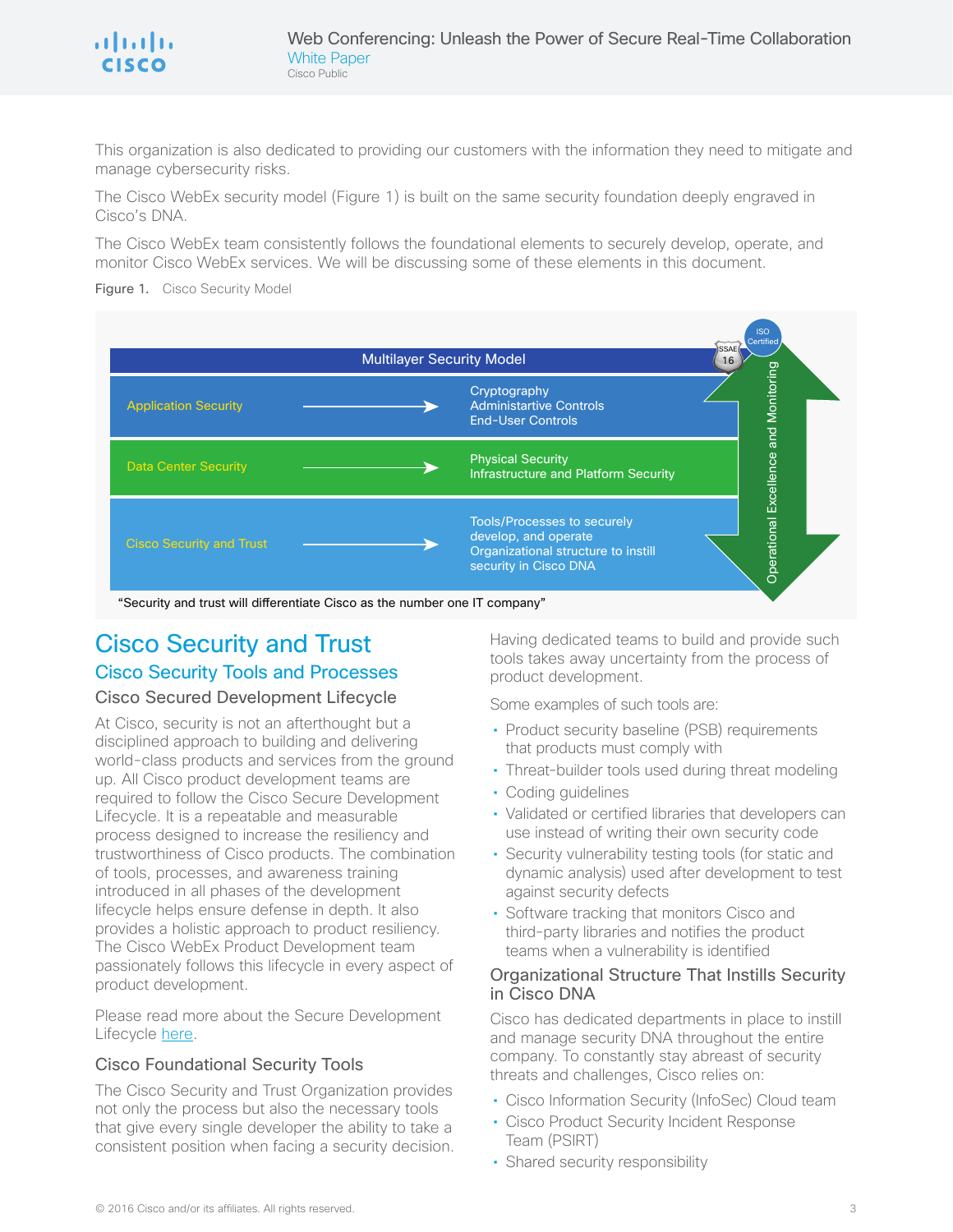This organization is also dedicated to providing our customers with the information they need to mitigate and manage cybersecurity risks.

The Cisco WebEx security model (Figure 1) is built on the same security foundation deeply engraved in Cisco's DNA.

The Cisco WebEx team consistently follows the foundational elements to securely develop, operate, and monitor Cisco WebEx services. We will be discussing some of these elements in this document.

Figure 1. Cisco Security Model

| Multilayer Security Model | |
|---|---|
| Application Security | Cryptography<br>Administartive Controls<br>End-User Controls |
| Data Center Security | Physical Security<br>Infrastructure and Platform Security |
| Cisco Security and Trust | Tools/Processes to securely develop, and operate<br>Organizational structure to instill security in Cisco DNA |

Operational Excellence and Monitoring

SSAE 16 | ISO Certified

"Security and trust will differentiate Cisco as the number one IT company"

# Cisco Security and Trust

## Cisco Security Tools and Processes

### Cisco Secured Development Lifecycle

At Cisco, security is not an afterthought but a disciplined approach to building and delivering world-class products and services from the ground up. All Cisco product development teams are required to follow the Cisco Secure Development Lifecycle. It is a repeatable and measurable process designed to increase the resiliency and trustworthiness of Cisco products. The combination of tools, processes, and awareness training introduced in all phases of the development lifecycle helps ensure defense in depth. It also provides a holistic approach to product resiliency. The Cisco WebEx Product Development team passionately follows this lifecycle in every aspect of product development.

Please read more about the Secure Development Lifecycle [here](#).

### Cisco Foundational Security Tools

The Cisco Security and Trust Organization provides not only the process but also the necessary tools that give every single developer the ability to take a consistent position when facing a security decision. Having dedicated teams to build and provide such tools takes away uncertainty from the process of product development.

Some examples of such tools are:

- Product security baseline (PSB) requirements that products must comply with
- Threat-builder tools used during threat modeling
- Coding guidelines
- Validated or certified libraries that developers can use instead of writing their own security code
- Security vulnerability testing tools (for static and dynamic analysis) used after development to test against security defects
- Software tracking that monitors Cisco and third-party libraries and notifies the product teams when a vulnerability is identified

### Organizational Structure That Instills Security in Cisco DNA

Cisco has dedicated departments in place to instill and manage security DNA throughout the entire company. To constantly stay abreast of security threats and challenges, Cisco relies on:

- Cisco Information Security (InfoSec) Cloud team
- Cisco Product Security Incident Response Team (PSIRT)
- Shared security responsibility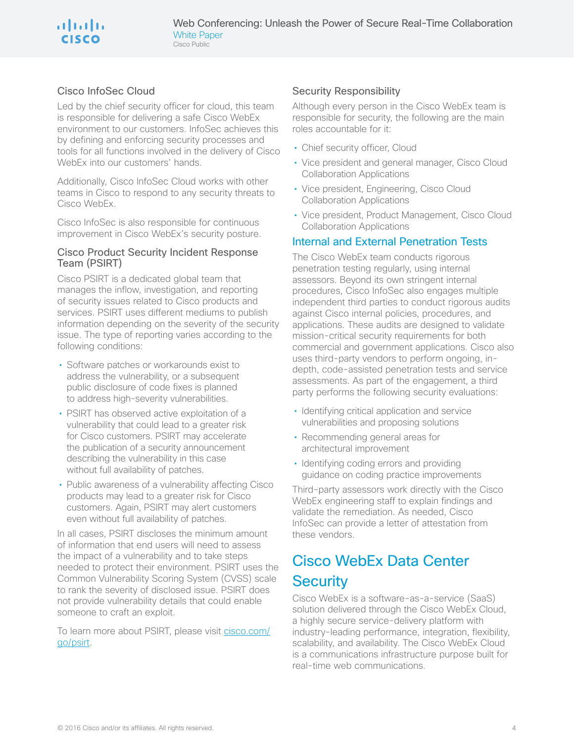### Cisco InfoSec Cloud

Led by the chief security officer for cloud, this team is responsible for delivering a safe Cisco WebEx environment to our customers. InfoSec achieves this by defining and enforcing security processes and tools for all functions involved in the delivery of Cisco WebEx into our customers' hands.

Additionally, Cisco InfoSec Cloud works with other teams in Cisco to respond to any security threats to Cisco WebEx.

Cisco InfoSec is also responsible for continuous improvement in Cisco WebEx's security posture.

### Cisco Product Security Incident Response Team (PSIRT)

Cisco PSIRT is a dedicated global team that manages the inflow, investigation, and reporting of security issues related to Cisco products and services. PSIRT uses different mediums to publish information depending on the severity of the security issue. The type of reporting varies according to the following conditions:

- Software patches or workarounds exist to address the vulnerability, or a subsequent public disclosure of code fixes is planned to address high-severity vulnerabilities.
- PSIRT has observed active exploitation of a vulnerability that could lead to a greater risk for Cisco customers. PSIRT may accelerate the publication of a security announcement describing the vulnerability in this case without full availability of patches.
- Public awareness of a vulnerability affecting Cisco products may lead to a greater risk for Cisco customers. Again, PSIRT may alert customers even without full availability of patches.

In all cases, PSIRT discloses the minimum amount of information that end users will need to assess the impact of a vulnerability and to take steps needed to protect their environment. PSIRT uses the Common Vulnerability Scoring System (CVSS) scale to rank the severity of disclosed issue. PSIRT does not provide vulnerability details that could enable someone to craft an exploit.

To learn more about PSIRT, please visit [cisco.com/go/psirt](cisco.com/go/psirt).

### Security Responsibility

Although every person in the Cisco WebEx team is responsible for security, the following are the main roles accountable for it:

- Chief security officer, Cloud
- Vice president and general manager, Cisco Cloud Collaboration Applications
- Vice president, Engineering, Cisco Cloud Collaboration Applications
- Vice president, Product Management, Cisco Cloud Collaboration Applications

## Internal and External Penetration Tests

The Cisco WebEx team conducts rigorous penetration testing regularly, using internal assessors. Beyond its own stringent internal procedures, Cisco InfoSec also engages multiple independent third parties to conduct rigorous audits against Cisco internal policies, procedures, and applications. These audits are designed to validate mission-critical security requirements for both commercial and government applications. Cisco also uses third-party vendors to perform ongoing, in-depth, code-assisted penetration tests and service assessments. As part of the engagement, a third party performs the following security evaluations:

- Identifying critical application and service vulnerabilities and proposing solutions
- Recommending general areas for architectural improvement
- Identifying coding errors and providing guidance on coding practice improvements

Third-party assessors work directly with the Cisco WebEx engineering staff to explain findings and validate the remediation. As needed, Cisco InfoSec can provide a letter of attestation from these vendors.

# Cisco WebEx Data Center Security

Cisco WebEx is a software-as-a-service (SaaS) solution delivered through the Cisco WebEx Cloud, a highly secure service-delivery platform with industry-leading performance, integration, flexibility, scalability, and availability. The Cisco WebEx Cloud is a communications infrastructure purpose built for real-time web communications.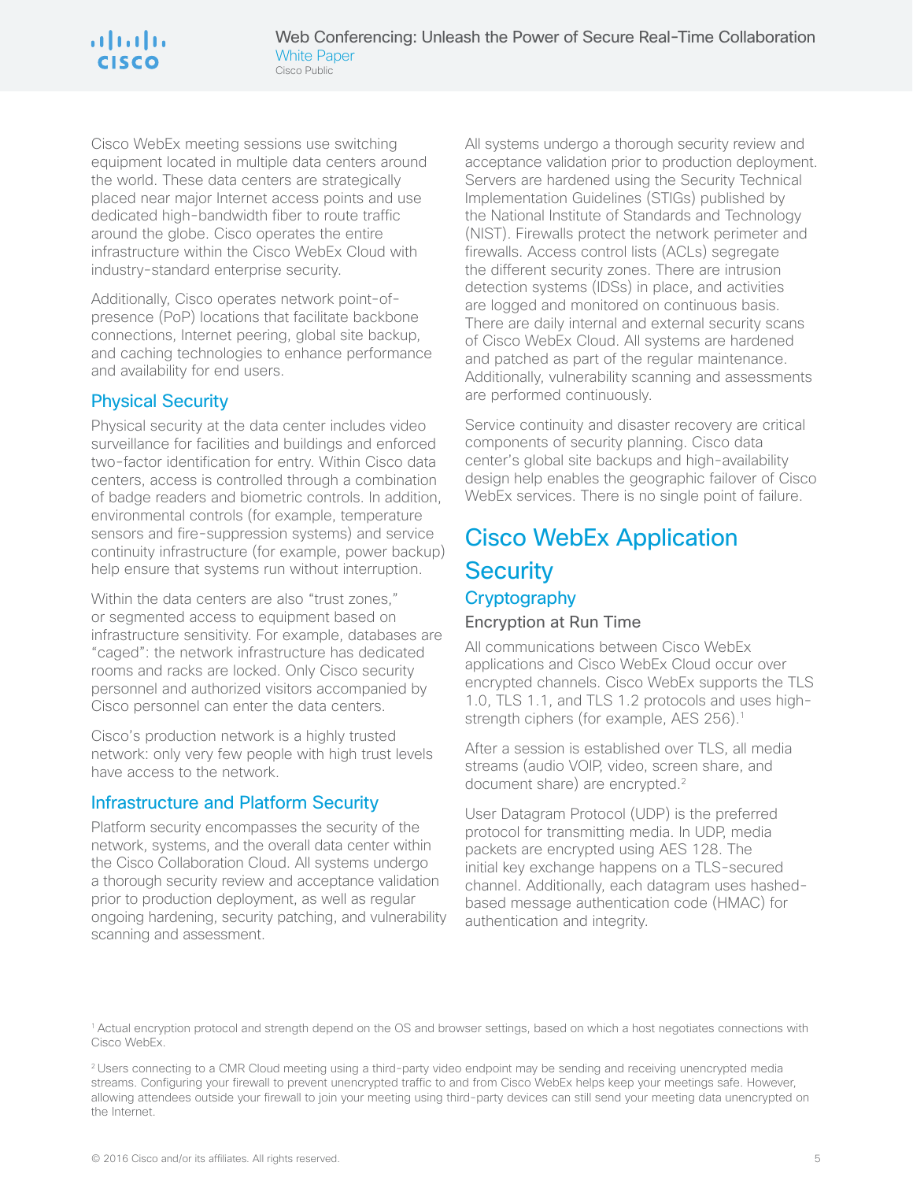Cisco WebEx meeting sessions use switching equipment located in multiple data centers around the world. These data centers are strategically placed near major Internet access points and use dedicated high-bandwidth fiber to route traffic around the globe. Cisco operates the entire infrastructure within the Cisco WebEx Cloud with industry-standard enterprise security.

Additionally, Cisco operates network point-of-presence (PoP) locations that facilitate backbone connections, Internet peering, global site backup, and caching technologies to enhance performance and availability for end users.

## Physical Security

Physical security at the data center includes video surveillance for facilities and buildings and enforced two-factor identification for entry. Within Cisco data centers, access is controlled through a combination of badge readers and biometric controls. In addition, environmental controls (for example, temperature sensors and fire-suppression systems) and service continuity infrastructure (for example, power backup) help ensure that systems run without interruption.

Within the data centers are also "trust zones," or segmented access to equipment based on infrastructure sensitivity. For example, databases are "caged": the network infrastructure has dedicated rooms and racks are locked. Only Cisco security personnel and authorized visitors accompanied by Cisco personnel can enter the data centers.

Cisco's production network is a highly trusted network: only very few people with high trust levels have access to the network.

## Infrastructure and Platform Security

Platform security encompasses the security of the network, systems, and the overall data center within the Cisco Collaboration Cloud. All systems undergo a thorough security review and acceptance validation prior to production deployment, as well as regular ongoing hardening, security patching, and vulnerability scanning and assessment.

All systems undergo a thorough security review and acceptance validation prior to production deployment. Servers are hardened using the Security Technical Implementation Guidelines (STIGs) published by the National Institute of Standards and Technology (NIST). Firewalls protect the network perimeter and firewalls. Access control lists (ACLs) segregate the different security zones. There are intrusion detection systems (IDSs) in place, and activities are logged and monitored on continuous basis. There are daily internal and external security scans of Cisco WebEx Cloud. All systems are hardened and patched as part of the regular maintenance. Additionally, vulnerability scanning and assessments are performed continuously.

Service continuity and disaster recovery are critical components of security planning. Cisco data center's global site backups and high-availability design help enables the geographic failover of Cisco WebEx services. There is no single point of failure.

# Cisco WebEx Application Security

## Cryptography

### Encryption at Run Time

All communications between Cisco WebEx applications and Cisco WebEx Cloud occur over encrypted channels. Cisco WebEx supports the TLS 1.0, TLS 1.1, and TLS 1.2 protocols and uses high-strength ciphers (for example, AES 256).[1]

After a session is established over TLS, all media streams (audio VOIP, video, screen share, and document share) are encrypted.[2]

User Datagram Protocol (UDP) is the preferred protocol for transmitting media. In UDP, media packets are encrypted using AES 128. The initial key exchange happens on a TLS-secured channel. Additionally, each datagram uses hashed-based message authentication code (HMAC) for authentication and integrity.

---

[1] Actual encryption protocol and strength depend on the OS and browser settings, based on which a host negotiates connections with Cisco WebEx.

[2] Users connecting to a CMR Cloud meeting using a third-party video endpoint may be sending and receiving unencrypted media streams. Configuring your firewall to prevent unencrypted traffic to and from Cisco WebEx helps keep your meetings safe. However, allowing attendees outside your firewall to join your meeting using third-party devices can still send your meeting data unencrypted on the Internet.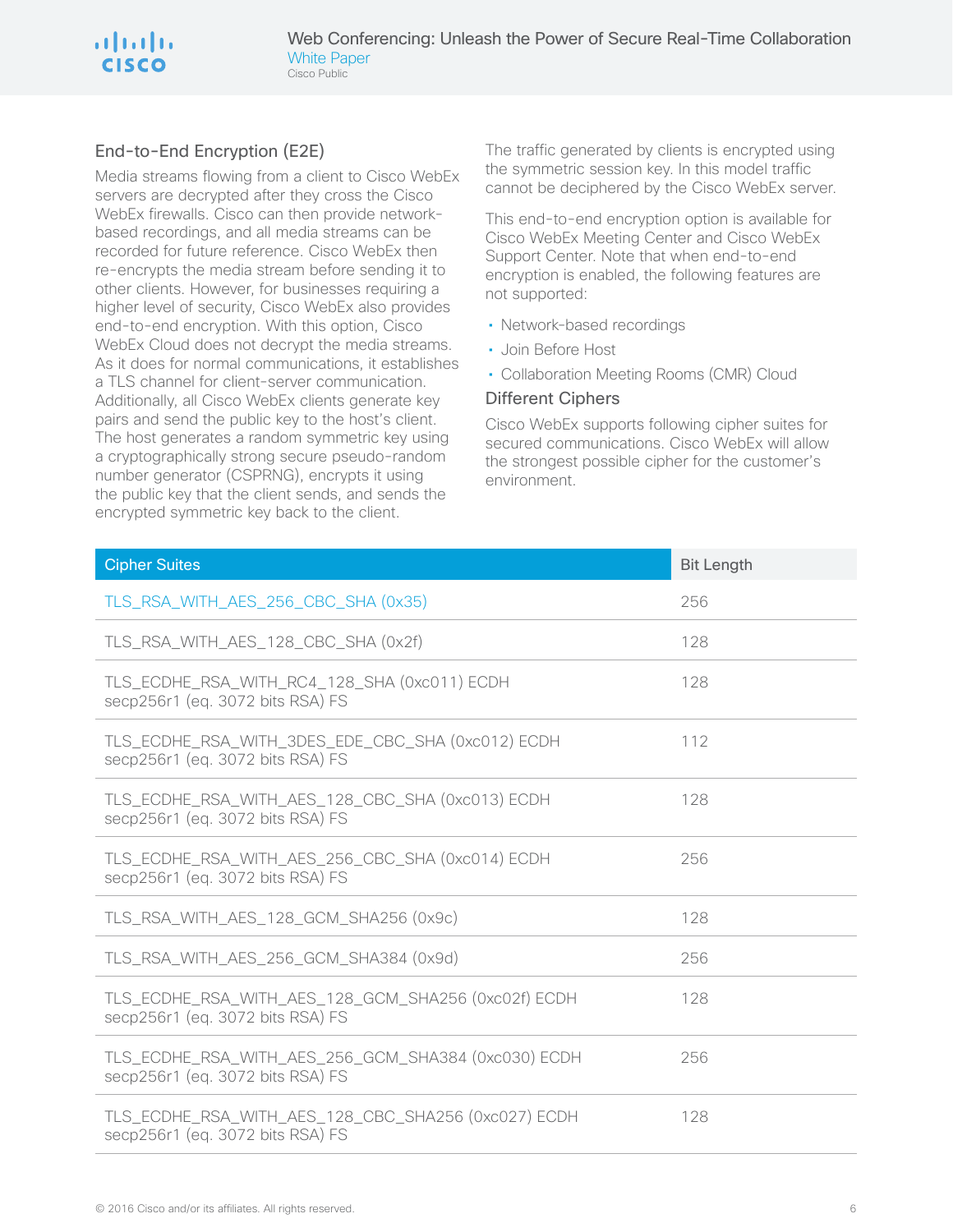## End-to-End Encryption (E2E)

Media streams flowing from a client to Cisco WebEx servers are decrypted after they cross the Cisco WebEx firewalls. Cisco can then provide network-based recordings, and all media streams can be recorded for future reference. Cisco WebEx then re-encrypts the media stream before sending it to other clients. However, for businesses requiring a higher level of security, Cisco WebEx also provides end-to-end encryption. With this option, Cisco WebEx Cloud does not decrypt the media streams. As it does for normal communications, it establishes a TLS channel for client-server communication. Additionally, all Cisco WebEx clients generate key pairs and send the public key to the host's client. The host generates a random symmetric key using a cryptographically strong secure pseudo-random number generator (CSPRNG), encrypts it using the public key that the client sends, and sends the encrypted symmetric key back to the client.

The traffic generated by clients is encrypted using the symmetric session key. In this model traffic cannot be deciphered by the Cisco WebEx server.

This end-to-end encryption option is available for Cisco WebEx Meeting Center and Cisco WebEx Support Center. Note that when end-to-end encryption is enabled, the following features are not supported:

- Network-based recordings
- Join Before Host
- Collaboration Meeting Rooms (CMR) Cloud

## Different Ciphers

Cisco WebEx supports following cipher suites for secured communications. Cisco WebEx will allow the strongest possible cipher for the customer's environment.

| Cipher Suites | Bit Length |
|---|---|
| TLS_RSA_WITH_AES_256_CBC_SHA (0x35) | 256 |
| TLS_RSA_WITH_AES_128_CBC_SHA (0x2f) | 128 |
| TLS_ECDHE_RSA_WITH_RC4_128_SHA (0xc011) ECDH secp256r1 (eq. 3072 bits RSA) FS | 128 |
| TLS_ECDHE_RSA_WITH_3DES_EDE_CBC_SHA (0xc012) ECDH secp256r1 (eq. 3072 bits RSA) FS | 112 |
| TLS_ECDHE_RSA_WITH_AES_128_CBC_SHA (0xc013) ECDH secp256r1 (eq. 3072 bits RSA) FS | 128 |
| TLS_ECDHE_RSA_WITH_AES_256_CBC_SHA (0xc014) ECDH secp256r1 (eq. 3072 bits RSA) FS | 256 |
| TLS_RSA_WITH_AES_128_GCM_SHA256 (0x9c) | 128 |
| TLS_RSA_WITH_AES_256_GCM_SHA384 (0x9d) | 256 |
| TLS_ECDHE_RSA_WITH_AES_128_GCM_SHA256 (0xc02f) ECDH secp256r1 (eq. 3072 bits RSA) FS | 128 |
| TLS_ECDHE_RSA_WITH_AES_256_GCM_SHA384 (0xc030) ECDH secp256r1 (eq. 3072 bits RSA) FS | 256 |
| TLS_ECDHE_RSA_WITH_AES_128_CBC_SHA256 (0xc027) ECDH secp256r1 (eq. 3072 bits RSA) FS | 128 |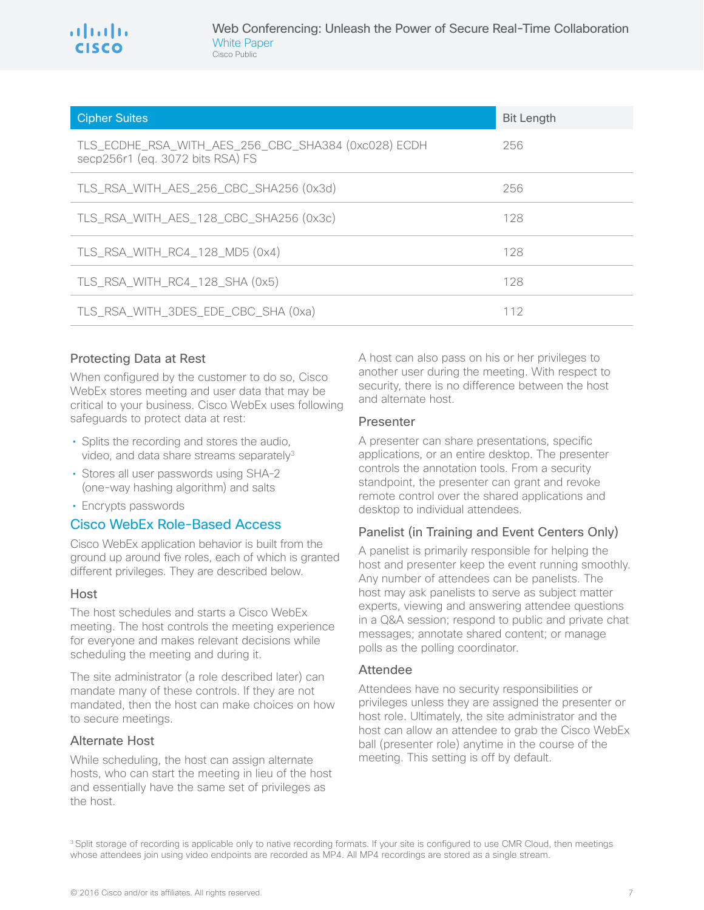| Cipher Suites | Bit Length |
|---|---|
| TLS_ECDHE_RSA_WITH_AES_256_CBC_SHA384 (0xc028) ECDH secp256r1 (eq. 3072 bits RSA) FS | 256 |
| TLS_RSA_WITH_AES_256_CBC_SHA256 (0x3d) | 256 |
| TLS_RSA_WITH_AES_128_CBC_SHA256 (0x3c) | 128 |
| TLS_RSA_WITH_RC4_128_MD5 (0x4) | 128 |
| TLS_RSA_WITH_RC4_128_SHA (0x5) | 128 |
| TLS_RSA_WITH_3DES_EDE_CBC_SHA (0xa) | 112 |

### Protecting Data at Rest

When configured by the customer to do so, Cisco WebEx stores meeting and user data that may be critical to your business. Cisco WebEx uses following safeguards to protect data at rest:

- Splits the recording and stores the audio, video, and data share streams separately[3]
- Stores all user passwords using SHA-2 (one-way hashing algorithm) and salts
- Encrypts passwords

## Cisco WebEx Role-Based Access

Cisco WebEx application behavior is built from the ground up around five roles, each of which is granted different privileges. They are described below.

### Host

The host schedules and starts a Cisco WebEx meeting. The host controls the meeting experience for everyone and makes relevant decisions while scheduling the meeting and during it.

The site administrator (a role described later) can mandate many of these controls. If they are not mandated, then the host can make choices on how to secure meetings.

### Alternate Host

While scheduling, the host can assign alternate hosts, who can start the meeting in lieu of the host and essentially have the same set of privileges as the host.

A host can also pass on his or her privileges to another user during the meeting. With respect to security, there is no difference between the host and alternate host.

### Presenter

A presenter can share presentations, specific applications, or an entire desktop. The presenter controls the annotation tools. From a security standpoint, the presenter can grant and revoke remote control over the shared applications and desktop to individual attendees.

### Panelist (in Training and Event Centers Only)

A panelist is primarily responsible for helping the host and presenter keep the event running smoothly. Any number of attendees can be panelists. The host may ask panelists to serve as subject matter experts, viewing and answering attendee questions in a Q&A session; respond to public and private chat messages; annotate shared content; or manage polls as the polling coordinator.

### Attendee

Attendees have no security responsibilities or privileges unless they are assigned the presenter or host role. Ultimately, the site administrator and the host can allow an attendee to grab the Cisco WebEx ball (presenter role) anytime in the course of the meeting. This setting is off by default.

[3] Split storage of recording is applicable only to native recording formats. If your site is configured to use CMR Cloud, then meetings whose attendees join using video endpoints are recorded as MP4. All MP4 recordings are stored as a single stream.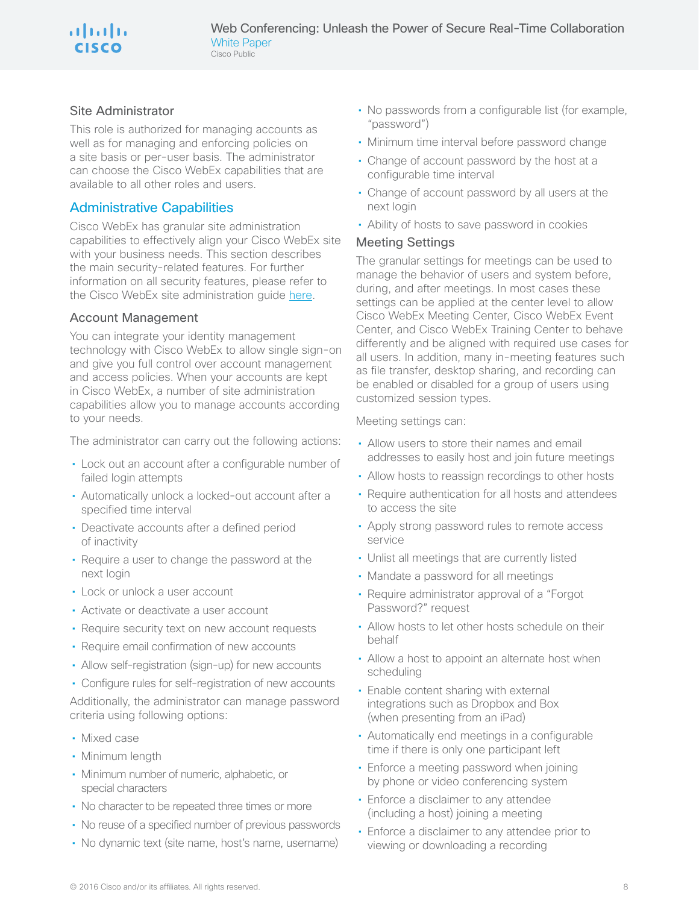### Site Administrator

This role is authorized for managing accounts as well as for managing and enforcing policies on a site basis or per-user basis. The administrator can choose the Cisco WebEx capabilities that are available to all other roles and users.

## Administrative Capabilities

Cisco WebEx has granular site administration capabilities to effectively align your Cisco WebEx site with your business needs. This section describes the main security-related features. For further information on all security features, please refer to the Cisco WebEx site administration guide here.

### Account Management

You can integrate your identity management technology with Cisco WebEx to allow single sign-on and give you full control over account management and access policies. When your accounts are kept in Cisco WebEx, a number of site administration capabilities allow you to manage accounts according to your needs.

The administrator can carry out the following actions:

- Lock out an account after a configurable number of failed login attempts
- Automatically unlock a locked-out account after a specified time interval
- Deactivate accounts after a defined period of inactivity
- Require a user to change the password at the next login
- Lock or unlock a user account
- Activate or deactivate a user account
- Require security text on new account requests
- Require email confirmation of new accounts
- Allow self-registration (sign-up) for new accounts
- Configure rules for self-registration of new accounts

Additionally, the administrator can manage password criteria using following options:

- Mixed case
- Minimum length
- Minimum number of numeric, alphabetic, or special characters
- No character to be repeated three times or more
- No reuse of a specified number of previous passwords
- No dynamic text (site name, host's name, username)
- No passwords from a configurable list (for example, "password")
- Minimum time interval before password change
- Change of account password by the host at a configurable time interval
- Change of account password by all users at the next login
- Ability of hosts to save password in cookies

### Meeting Settings

The granular settings for meetings can be used to manage the behavior of users and system before, during, and after meetings. In most cases these settings can be applied at the center level to allow Cisco WebEx Meeting Center, Cisco WebEx Event Center, and Cisco WebEx Training Center to behave differently and be aligned with required use cases for all users. In addition, many in-meeting features such as file transfer, desktop sharing, and recording can be enabled or disabled for a group of users using customized session types.

Meeting settings can:

- Allow users to store their names and email addresses to easily host and join future meetings
- Allow hosts to reassign recordings to other hosts
- Require authentication for all hosts and attendees to access the site
- Apply strong password rules to remote access service
- Unlist all meetings that are currently listed
- Mandate a password for all meetings
- Require administrator approval of a "Forgot Password?" request
- Allow hosts to let other hosts schedule on their behalf
- Allow a host to appoint an alternate host when scheduling
- Enable content sharing with external integrations such as Dropbox and Box (when presenting from an iPad)
- Automatically end meetings in a configurable time if there is only one participant left
- Enforce a meeting password when joining by phone or video conferencing system
- Enforce a disclaimer to any attendee (including a host) joining a meeting
- Enforce a disclaimer to any attendee prior to viewing or downloading a recording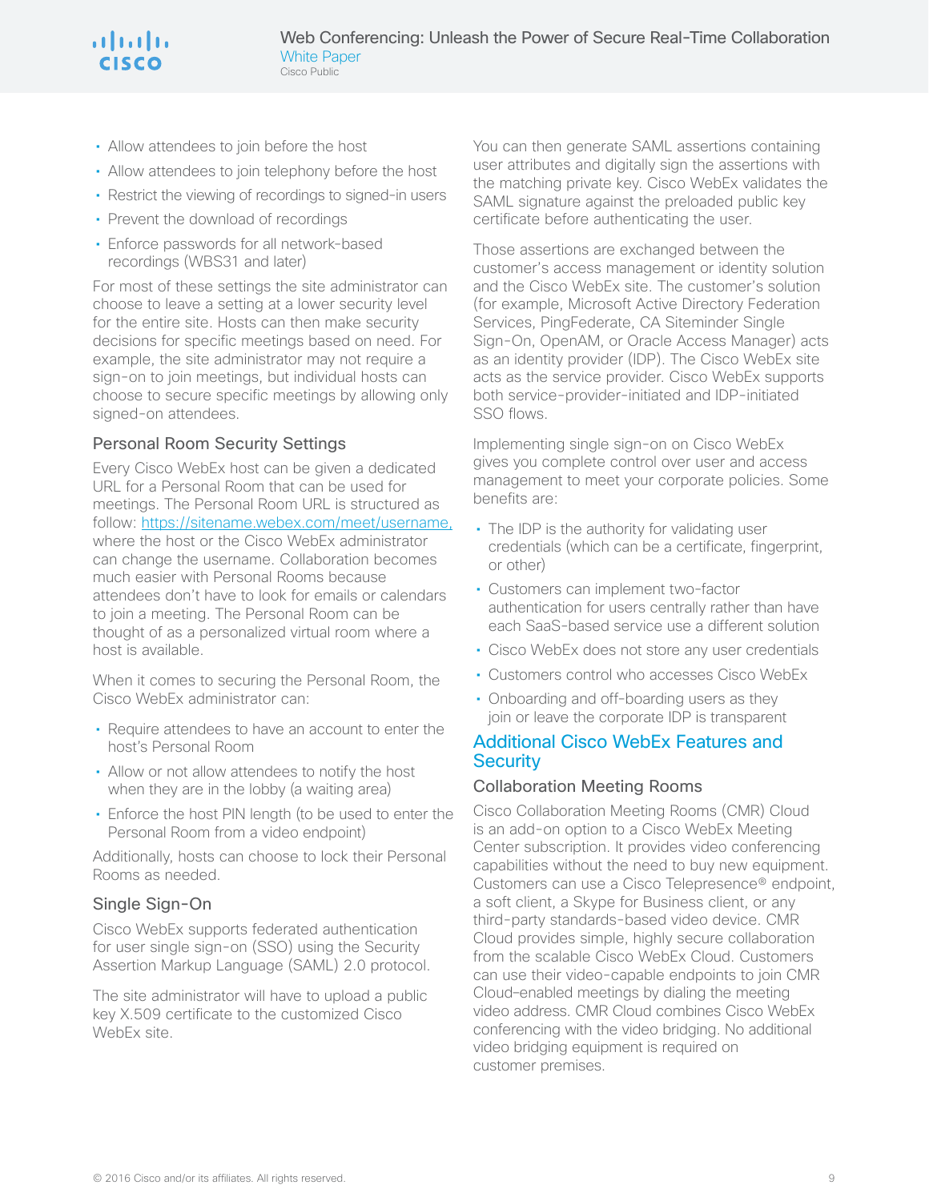- Allow attendees to join before the host
- Allow attendees to join telephony before the host
- Restrict the viewing of recordings to signed-in users
- Prevent the download of recordings
- Enforce passwords for all network-based recordings (WBS31 and later)

For most of these settings the site administrator can choose to leave a setting at a lower security level for the entire site. Hosts can then make security decisions for specific meetings based on need. For example, the site administrator may not require a sign-on to join meetings, but individual hosts can choose to secure specific meetings by allowing only signed-on attendees.

### Personal Room Security Settings

Every Cisco WebEx host can be given a dedicated URL for a Personal Room that can be used for meetings. The Personal Room URL is structured as follow: https://sitename.webex.com/meet/username, where the host or the Cisco WebEx administrator can change the username. Collaboration becomes much easier with Personal Rooms because attendees don't have to look for emails or calendars to join a meeting. The Personal Room can be thought of as a personalized virtual room where a host is available.

When it comes to securing the Personal Room, the Cisco WebEx administrator can:

- Require attendees to have an account to enter the host's Personal Room
- Allow or not allow attendees to notify the host when they are in the lobby (a waiting area)
- Enforce the host PIN length (to be used to enter the Personal Room from a video endpoint)

Additionally, hosts can choose to lock their Personal Rooms as needed.

### Single Sign-On

Cisco WebEx supports federated authentication for user single sign-on (SSO) using the Security Assertion Markup Language (SAML) 2.0 protocol.

The site administrator will have to upload a public key X.509 certificate to the customized Cisco WebEx site.

You can then generate SAML assertions containing user attributes and digitally sign the assertions with the matching private key. Cisco WebEx validates the SAML signature against the preloaded public key certificate before authenticating the user.

Those assertions are exchanged between the customer's access management or identity solution and the Cisco WebEx site. The customer's solution (for example, Microsoft Active Directory Federation Services, PingFederate, CA Siteminder Single Sign-On, OpenAM, or Oracle Access Manager) acts as an identity provider (IDP). The Cisco WebEx site acts as the service provider. Cisco WebEx supports both service-provider-initiated and IDP-initiated SSO flows.

Implementing single sign-on on Cisco WebEx gives you complete control over user and access management to meet your corporate policies. Some benefits are:

- The IDP is the authority for validating user credentials (which can be a certificate, fingerprint, or other)
- Customers can implement two-factor authentication for users centrally rather than have each SaaS-based service use a different solution
- Cisco WebEx does not store any user credentials
- Customers control who accesses Cisco WebEx
- Onboarding and off-boarding users as they join or leave the corporate IDP is transparent

## Additional Cisco WebEx Features and Security

### Collaboration Meeting Rooms

Cisco Collaboration Meeting Rooms (CMR) Cloud is an add-on option to a Cisco WebEx Meeting Center subscription. It provides video conferencing capabilities without the need to buy new equipment. Customers can use a Cisco Telepresence® endpoint, a soft client, a Skype for Business client, or any third-party standards-based video device. CMR Cloud provides simple, highly secure collaboration from the scalable Cisco WebEx Cloud. Customers can use their video-capable endpoints to join CMR Cloud-enabled meetings by dialing the meeting video address. CMR Cloud combines Cisco WebEx conferencing with the video bridging. No additional video bridging equipment is required on customer premises.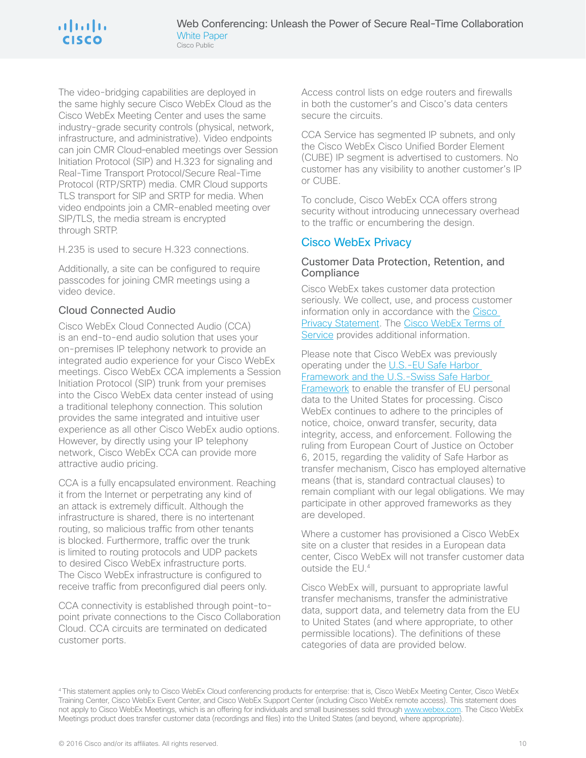The video-bridging capabilities are deployed in the same highly secure Cisco WebEx Cloud as the Cisco WebEx Meeting Center and uses the same industry-grade security controls (physical, network, infrastructure, and administrative). Video endpoints can join CMR Cloud–enabled meetings over Session Initiation Protocol (SIP) and H.323 for signaling and Real-Time Transport Protocol/Secure Real-Time Protocol (RTP/SRTP) media. CMR Cloud supports TLS transport for SIP and SRTP for media. When video endpoints join a CMR-enabled meeting over SIP/TLS, the media stream is encrypted through SRTP.

H.235 is used to secure H.323 connections.

Additionally, a site can be configured to require passcodes for joining CMR meetings using a video device.

### Cloud Connected Audio

Cisco WebEx Cloud Connected Audio (CCA) is an end-to-end audio solution that uses your on-premises IP telephony network to provide an integrated audio experience for your Cisco WebEx meetings. Cisco WebEx CCA implements a Session Initiation Protocol (SIP) trunk from your premises into the Cisco WebEx data center instead of using a traditional telephony connection. This solution provides the same integrated and intuitive user experience as all other Cisco WebEx audio options. However, by directly using your IP telephony network, Cisco WebEx CCA can provide more attractive audio pricing.

CCA is a fully encapsulated environment. Reaching it from the Internet or perpetrating any kind of an attack is extremely difficult. Although the infrastructure is shared, there is no intertenant routing, so malicious traffic from other tenants is blocked. Furthermore, traffic over the trunk is limited to routing protocols and UDP packets to desired Cisco WebEx infrastructure ports. The Cisco WebEx infrastructure is configured to receive traffic from preconfigured dial peers only.

CCA connectivity is established through point-to-point private connections to the Cisco Collaboration Cloud. CCA circuits are terminated on dedicated customer ports.

Access control lists on edge routers and firewalls in both the customer's and Cisco's data centers secure the circuits.

CCA Service has segmented IP subnets, and only the Cisco WebEx Cisco Unified Border Element (CUBE) IP segment is advertised to customers. No customer has any visibility to another customer's IP or CUBE.

To conclude, Cisco WebEx CCA offers strong security without introducing unnecessary overhead to the traffic or encumbering the design.

## Cisco WebEx Privacy

### Customer Data Protection, Retention, and Compliance

Cisco WebEx takes customer data protection seriously. We collect, use, and process customer information only in accordance with the Cisco Privacy Statement. The Cisco WebEx Terms of Service provides additional information.

Please note that Cisco WebEx was previously operating under the U.S.-EU Safe Harbor Framework and the U.S.-Swiss Safe Harbor Framework to enable the transfer of EU personal data to the United States for processing. Cisco WebEx continues to adhere to the principles of notice, choice, onward transfer, security, data integrity, access, and enforcement. Following the ruling from European Court of Justice on October 6, 2015, regarding the validity of Safe Harbor as transfer mechanism, Cisco has employed alternative means (that is, standard contractual clauses) to remain compliant with our legal obligations. We may participate in other approved frameworks as they are developed.

Where a customer has provisioned a Cisco WebEx site on a cluster that resides in a European data center, Cisco WebEx will not transfer customer data outside the EU.[4]

Cisco WebEx will, pursuant to appropriate lawful transfer mechanisms, transfer the administrative data, support data, and telemetry data from the EU to United States (and where appropriate, to other permissible locations). The definitions of these categories of data are provided below.

[4] This statement applies only to Cisco WebEx Cloud conferencing products for enterprise: that is, Cisco WebEx Meeting Center, Cisco WebEx Training Center, Cisco WebEx Event Center, and Cisco WebEx Support Center (including Cisco WebEx remote access). This statement does not apply to Cisco WebEx Meetings, which is an offering for individuals and small businesses sold through www.webex.com. The Cisco WebEx Meetings product does transfer customer data (recordings and files) into the United States (and beyond, where appropriate).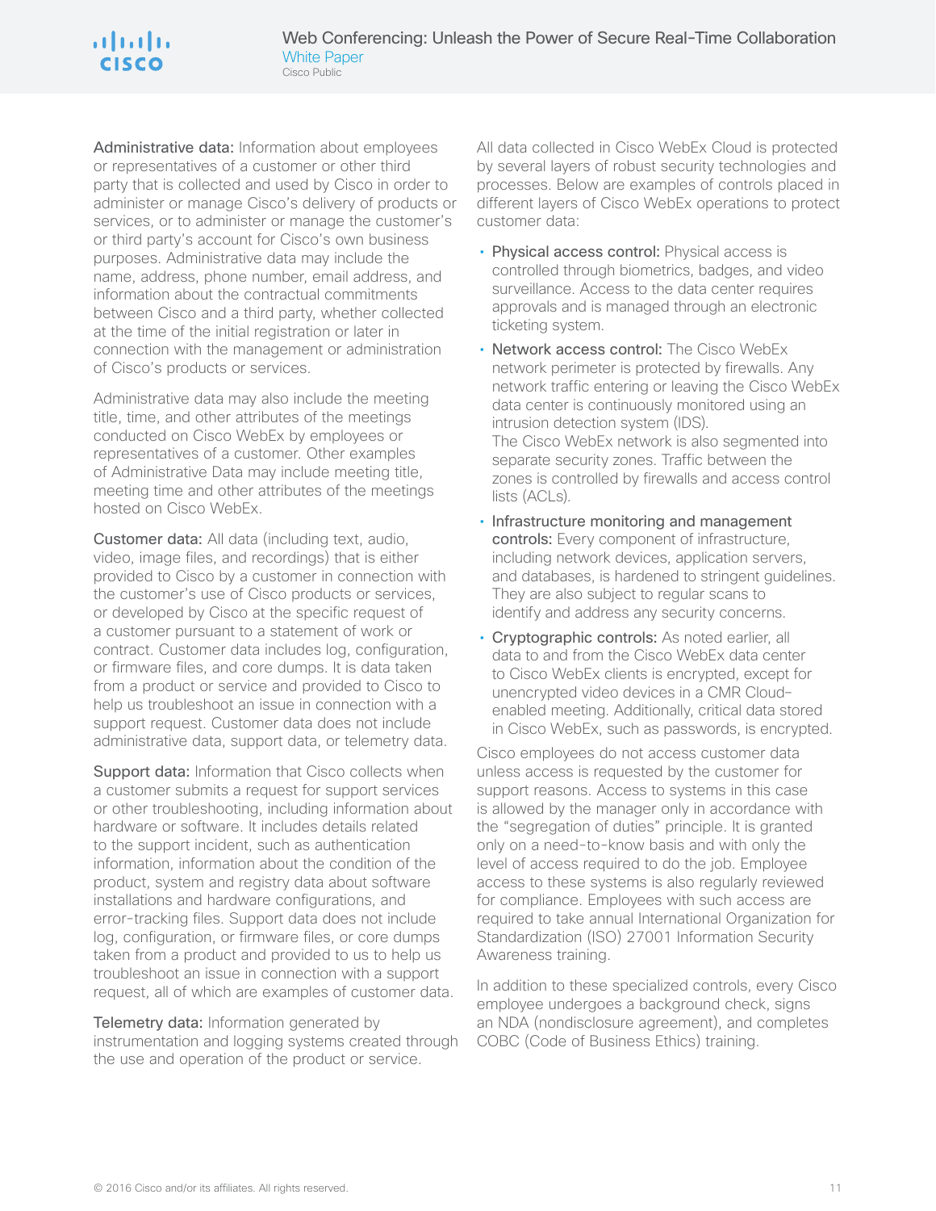**Administrative data:** Information about employees or representatives of a customer or other third party that is collected and used by Cisco in order to administer or manage Cisco's delivery of products or services, or to administer or manage the customer's or third party's account for Cisco's own business purposes. Administrative data may include the name, address, phone number, email address, and information about the contractual commitments between Cisco and a third party, whether collected at the time of the initial registration or later in connection with the management or administration of Cisco's products or services.

Administrative data may also include the meeting title, time, and other attributes of the meetings conducted on Cisco WebEx by employees or representatives of a customer. Other examples of Administrative Data may include meeting title, meeting time and other attributes of the meetings hosted on Cisco WebEx.

**Customer data:** All data (including text, audio, video, image files, and recordings) that is either provided to Cisco by a customer in connection with the customer's use of Cisco products or services, or developed by Cisco at the specific request of a customer pursuant to a statement of work or contract. Customer data includes log, configuration, or firmware files, and core dumps. It is data taken from a product or service and provided to Cisco to help us troubleshoot an issue in connection with a support request. Customer data does not include administrative data, support data, or telemetry data.

**Support data:** Information that Cisco collects when a customer submits a request for support services or other troubleshooting, including information about hardware or software. It includes details related to the support incident, such as authentication information, information about the condition of the product, system and registry data about software installations and hardware configurations, and error-tracking files. Support data does not include log, configuration, or firmware files, or core dumps taken from a product and provided to us to help us troubleshoot an issue in connection with a support request, all of which are examples of customer data.

**Telemetry data:** Information generated by instrumentation and logging systems created through the use and operation of the product or service.

All data collected in Cisco WebEx Cloud is protected by several layers of robust security technologies and processes. Below are examples of controls placed in different layers of Cisco WebEx operations to protect customer data:

- **Physical access control:** Physical access is controlled through biometrics, badges, and video surveillance. Access to the data center requires approvals and is managed through an electronic ticketing system.
- **Network access control:** The Cisco WebEx network perimeter is protected by firewalls. Any network traffic entering or leaving the Cisco WebEx data center is continuously monitored using an intrusion detection system (IDS). The Cisco WebEx network is also segmented into separate security zones. Traffic between the zones is controlled by firewalls and access control lists (ACLs).
- **Infrastructure monitoring and management controls:** Every component of infrastructure, including network devices, application servers, and databases, is hardened to stringent guidelines. They are also subject to regular scans to identify and address any security concerns.
- **Cryptographic controls:** As noted earlier, all data to and from the Cisco WebEx data center to Cisco WebEx clients is encrypted, except for unencrypted video devices in a CMR Cloud–enabled meeting. Additionally, critical data stored in Cisco WebEx, such as passwords, is encrypted.

Cisco employees do not access customer data unless access is requested by the customer for support reasons. Access to systems in this case is allowed by the manager only in accordance with the "segregation of duties" principle. It is granted only on a need-to-know basis and with only the level of access required to do the job. Employee access to these systems is also regularly reviewed for compliance. Employees with such access are required to take annual International Organization for Standardization (ISO) 27001 Information Security Awareness training.

In addition to these specialized controls, every Cisco employee undergoes a background check, signs an NDA (nondisclosure agreement), and completes COBC (Code of Business Ethics) training.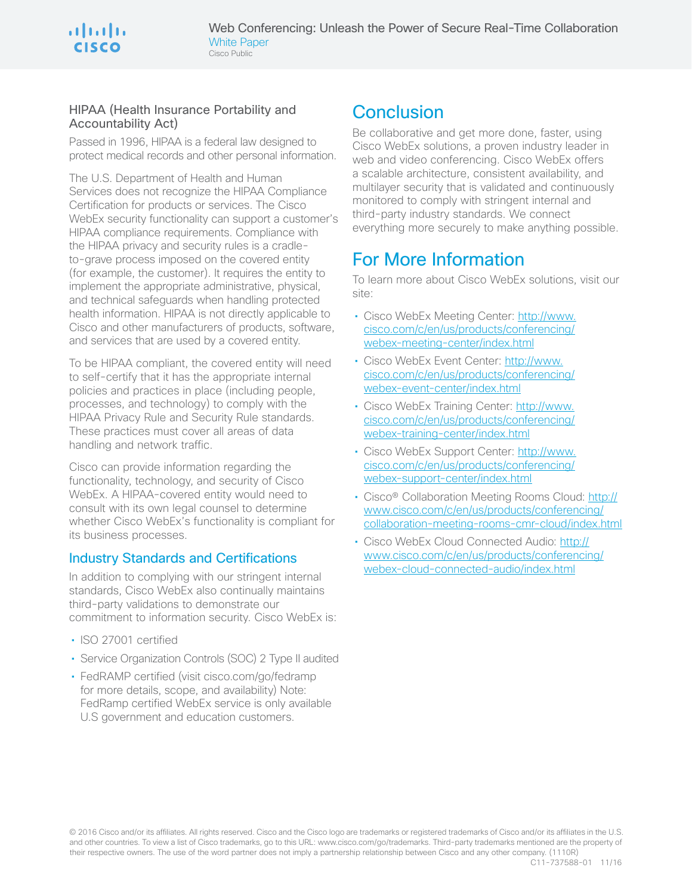### HIPAA (Health Insurance Portability and Accountability Act)

Passed in 1996, HIPAA is a federal law designed to protect medical records and other personal information.

The U.S. Department of Health and Human Services does not recognize the HIPAA Compliance Certification for products or services. The Cisco WebEx security functionality can support a customer's HIPAA compliance requirements. Compliance with the HIPAA privacy and security rules is a cradle-to-grave process imposed on the covered entity (for example, the customer). It requires the entity to implement the appropriate administrative, physical, and technical safeguards when handling protected health information. HIPAA is not directly applicable to Cisco and other manufacturers of products, software, and services that are used by a covered entity.

To be HIPAA compliant, the covered entity will need to self-certify that it has the appropriate internal policies and practices in place (including people, processes, and technology) to comply with the HIPAA Privacy Rule and Security Rule standards. These practices must cover all areas of data handling and network traffic.

Cisco can provide information regarding the functionality, technology, and security of Cisco WebEx. A HIPAA-covered entity would need to consult with its own legal counsel to determine whether Cisco WebEx's functionality is compliant for its business processes.

### Industry Standards and Certifications

In addition to complying with our stringent internal standards, Cisco WebEx also continually maintains third-party validations to demonstrate our commitment to information security. Cisco WebEx is:

- ISO 27001 certified
- Service Organization Controls (SOC) 2 Type II audited
- FedRAMP certified (visit cisco.com/go/fedramp for more details, scope, and availability) Note: FedRamp certified WebEx service is only available U.S government and education customers.

## Conclusion

Be collaborative and get more done, faster, using Cisco WebEx solutions, a proven industry leader in web and video conferencing. Cisco WebEx offers a scalable architecture, consistent availability, and multilayer security that is validated and continuously monitored to comply with stringent internal and third-party industry standards. We connect everything more securely to make anything possible.

## For More Information

To learn more about Cisco WebEx solutions, visit our site:

- Cisco WebEx Meeting Center: http://www.cisco.com/c/en/us/products/conferencing/webex-meeting-center/index.html
- Cisco WebEx Event Center: http://www.cisco.com/c/en/us/products/conferencing/webex-event-center/index.html
- Cisco WebEx Training Center: http://www.cisco.com/c/en/us/products/conferencing/webex-training-center/index.html
- Cisco WebEx Support Center: http://www.cisco.com/c/en/us/products/conferencing/webex-support-center/index.html
- Cisco® Collaboration Meeting Rooms Cloud: http://www.cisco.com/c/en/us/products/conferencing/collaboration-meeting-rooms-cmr-cloud/index.html
- Cisco WebEx Cloud Connected Audio: http://www.cisco.com/c/en/us/products/conferencing/webex-cloud-connected-audio/index.html

© 2016 Cisco and/or its affiliates. All rights reserved. Cisco and the Cisco logo are trademarks or registered trademarks of Cisco and/or its affiliates in the U.S. and other countries. To view a list of Cisco trademarks, go to this URL: www.cisco.com/go/trademarks. Third-party trademarks mentioned are the property of their respective owners. The use of the word partner does not imply a partnership relationship between Cisco and any other company. (1110R)

C11-737588-01 11/16